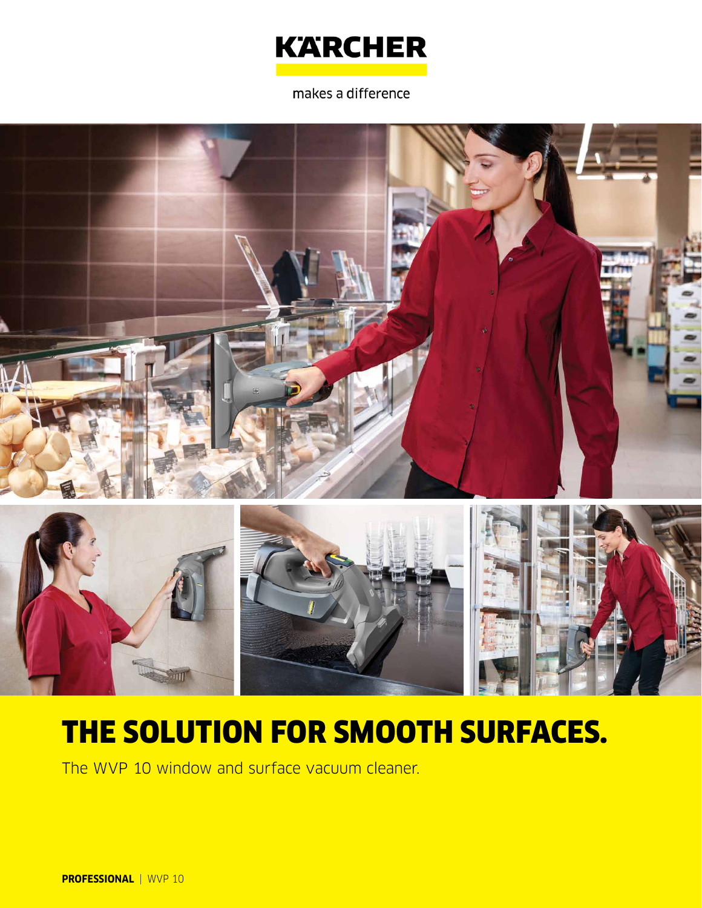KÄRCHER

makes a difference

# THE SOLUTION FOR SMOOTH SURFACES.

The WVP 10 window and surface vacuum cleaner.

**PROFESSIONAL** | WVP 10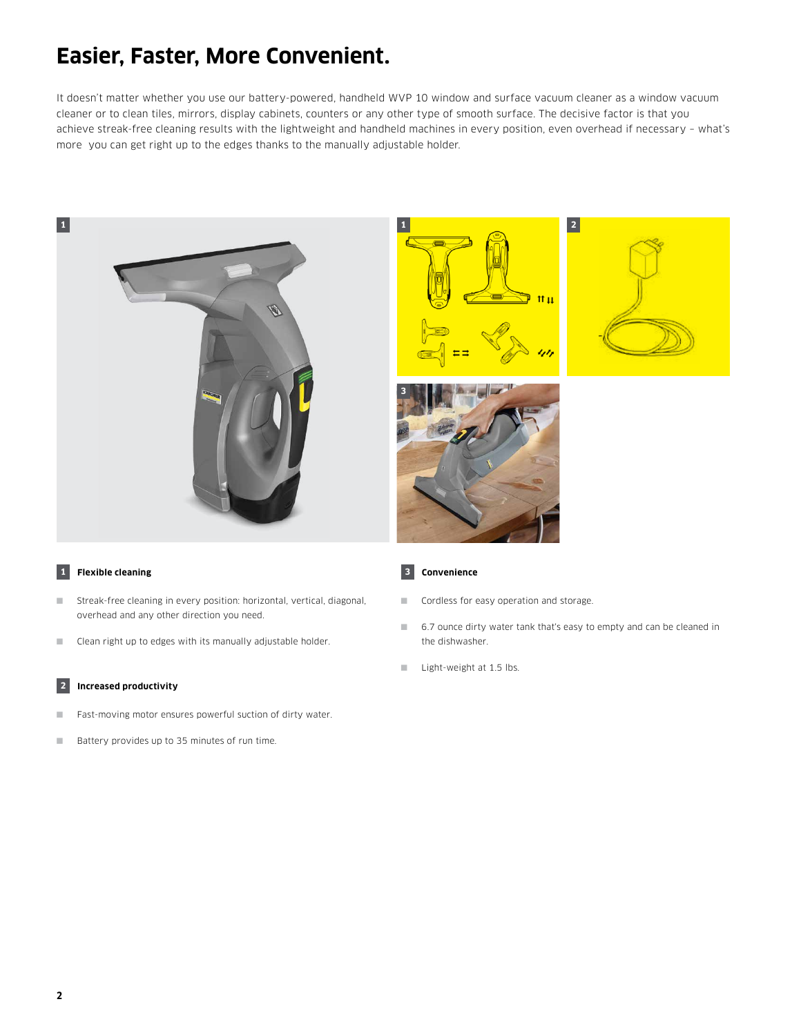# Easier, Faster, More Convenient.

It doesn't matter whether you use our battery-powered, handheld WVP 10 window and surface vacuum cleaner as a window vacuum cleaner or to clean tiles, mirrors, display cabinets, counters or any other type of smooth surface. The decisive factor is that you achieve streak-free cleaning results with the lightweight and handheld machines in every position, even overhead if necessary – what's more you can get right up to the edges thanks to the manually adjustable holder.

### 1 Flexible cleaning

- Streak-free cleaning in every position: horizontal, vertical, diagonal, overhead and any other direction you need.
- Clean right up to edges with its manually adjustable holder.

### 2 Increased productivity

- Fast-moving motor ensures powerful suction of dirty water.
- Battery provides up to 35 minutes of run time.

### 3 Convenience

- Cordless for easy operation and storage.
- 6.7 ounce dirty water tank that's easy to empty and can be cleaned in the dishwasher.
- Light-weight at 1.5 lbs.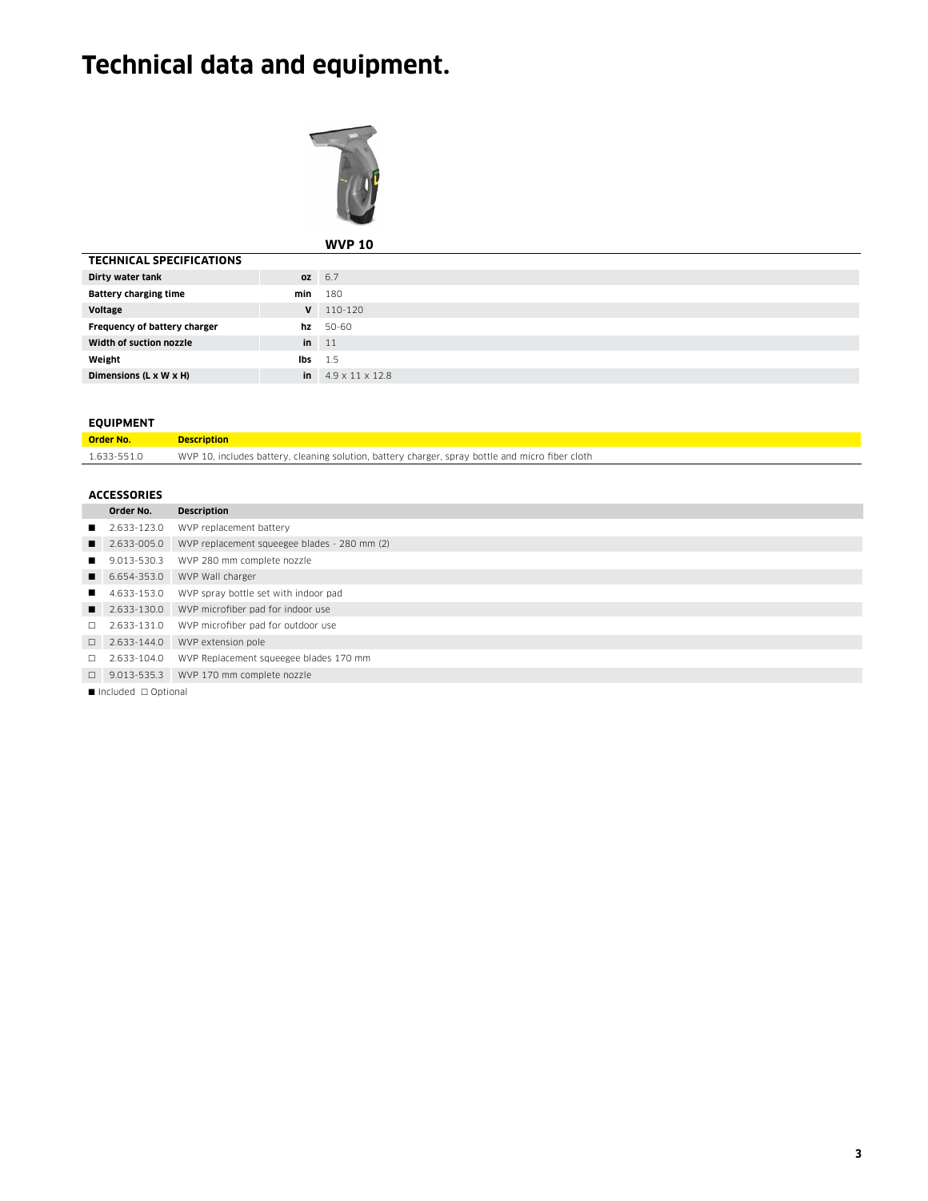# Technical data and equipment.

| | | WVP 10 |
|---|---|---|
| **TECHNICAL SPECIFICATIONS** | | |
| **Dirty water tank** | **oz** | 6.7 |
| **Battery charging time** | **min** | 180 |
| **Voltage** | **V** | 110-120 |
| **Frequency of battery charger** | **hz** | 50-60 |
| **Width of suction nozzle** | **in** | 11 |
| **Weight** | **lbs** | 1.5 |
| **Dimensions (L x W x H)** | **in** | 4.9 x 11 x 12.8 |

### EQUIPMENT

| Order No. | Description |
|---|---|
| 1.633-551.0 | WVP 10, includes battery, cleaning solution, battery charger, spray bottle and micro fiber cloth |

### ACCESSORIES

| | Order No. | Description |
|---|---|---|
| ■ | 2.633-123.0 | WVP replacement battery |
| ■ | 2.633-005.0 | WVP replacement squeegee blades - 280 mm (2) |
| ■ | 9.013-530.3 | WVP 280 mm complete nozzle |
| ■ | 6.654-353.0 | WVP Wall charger |
| ■ | 4.633-153.0 | WVP spray bottle set with indoor pad |
| ■ | 2.633-130.0 | WVP microfiber pad for indoor use |
| □ | 2.633-131.0 | WVP microfiber pad for outdoor use |
| □ | 2.633-144.0 | WVP extension pole |
| □ | 2.633-104.0 | WVP Replacement squeegee blades 170 mm |
| □ | 9.013-535.3 | WVP 170 mm complete nozzle |

■ Included □ Optional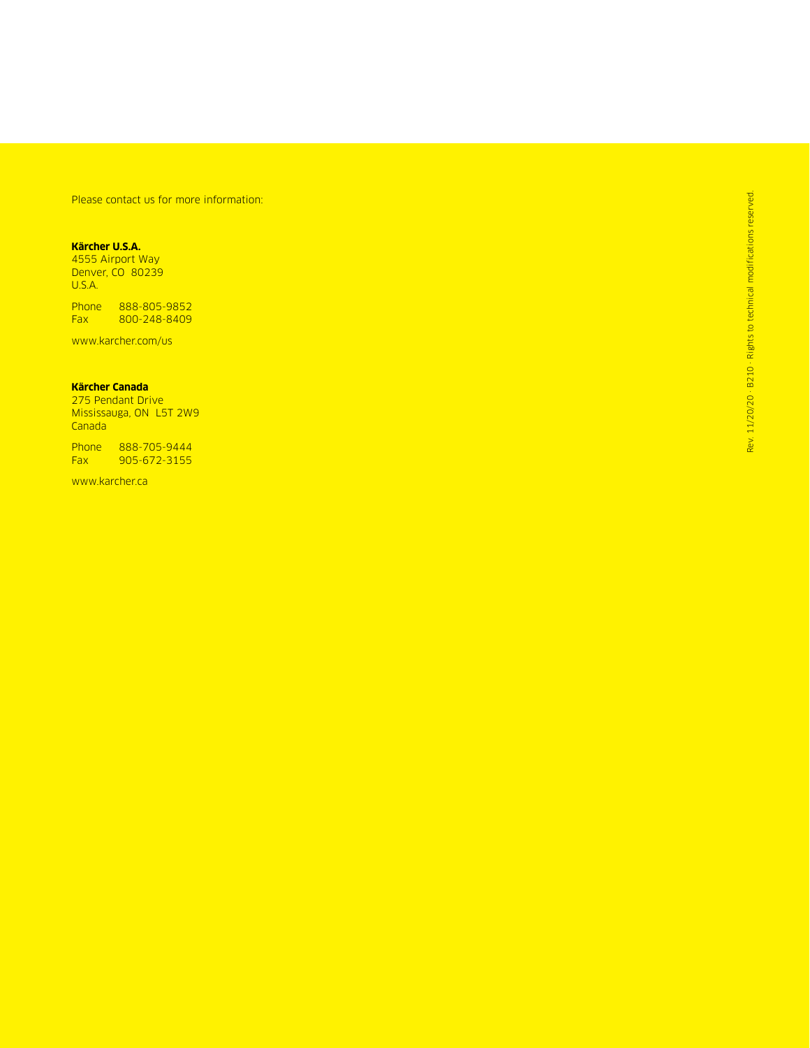Please contact us for more information:

**Kärcher U.S.A.**
4555 Airport Way
Denver, CO 80239
U.S.A.

Phone 888-805-9852
Fax 800-248-8409

www.karcher.com/us

**Kärcher Canada**
275 Pendant Drive
Mississauga, ON L5T 2W9
Canada

Phone 888-705-9444
Fax 905-672-3155

www.karcher.ca

Rev. 11/20/20 · B210 · Rights to technical modifications reserved.